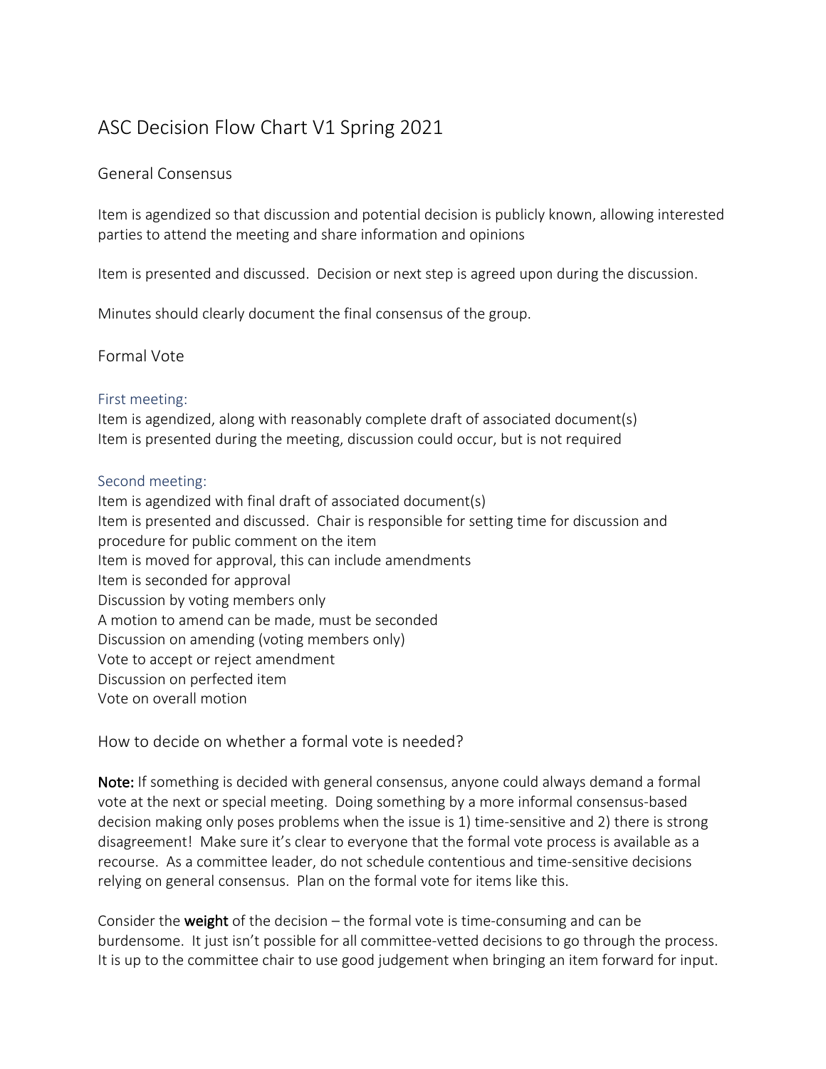# ASC Decision Flow Chart V1 Spring 2021

## General Consensus

Item is agendized so that discussion and potential decision is publicly known, allowing interested parties to attend the meeting and share information and opinions

Item is presented and discussed. Decision or next step is agreed upon during the discussion.

Minutes should clearly document the final consensus of the group.

## Formal Vote

### First meeting:

Item is agendized, along with reasonably complete draft of associated document(s)
Item is presented during the meeting, discussion could occur, but is not required

### Second meeting:

Item is agendized with final draft of associated document(s)
Item is presented and discussed. Chair is responsible for setting time for discussion and procedure for public comment on the item
Item is moved for approval, this can include amendments
Item is seconded for approval
Discussion by voting members only
A motion to amend can be made, must be seconded
Discussion on amending (voting members only)
Vote to accept or reject amendment
Discussion on perfected item
Vote on overall motion

## How to decide on whether a formal vote is needed?

**Note:** If something is decided with general consensus, anyone could always demand a formal vote at the next or special meeting. Doing something by a more informal consensus-based decision making only poses problems when the issue is 1) time-sensitive and 2) there is strong disagreement! Make sure it's clear to everyone that the formal vote process is available as a recourse. As a committee leader, do not schedule contentious and time-sensitive decisions relying on general consensus. Plan on the formal vote for items like this.

Consider the **weight** of the decision – the formal vote is time-consuming and can be burdensome. It just isn't possible for all committee-vetted decisions to go through the process. It is up to the committee chair to use good judgement when bringing an item forward for input.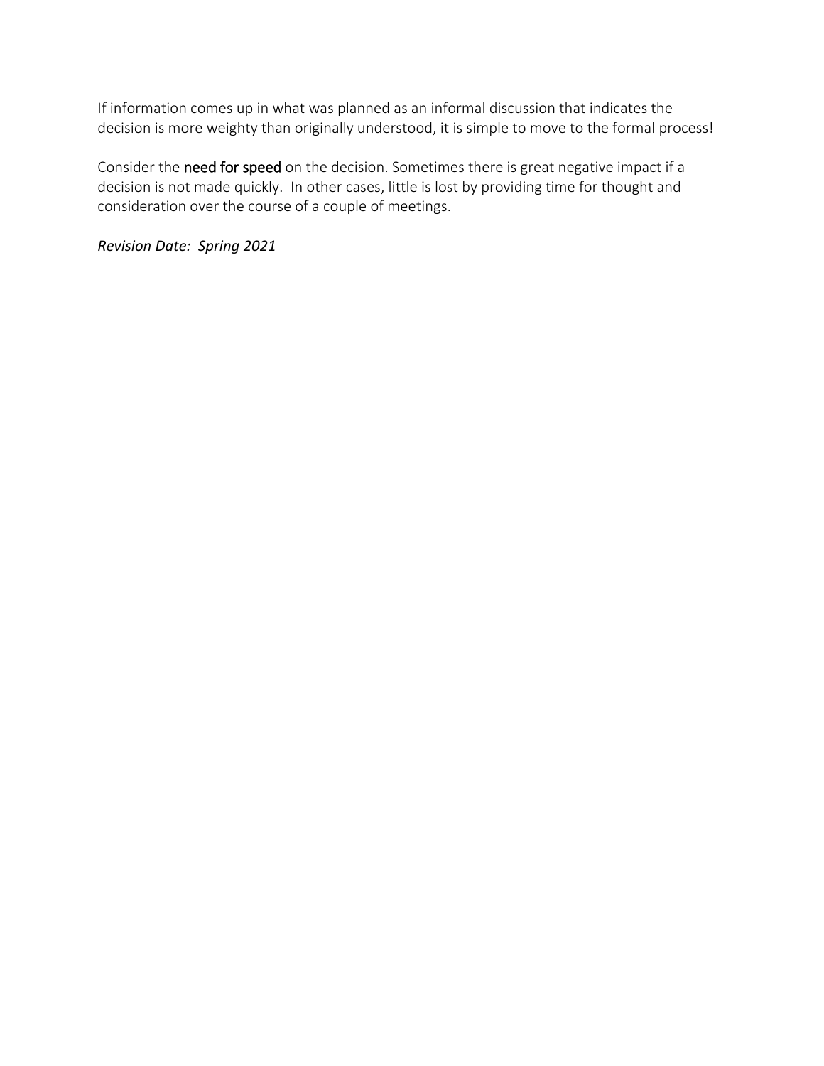If information comes up in what was planned as an informal discussion that indicates the decision is more weighty than originally understood, it is simple to move to the formal process!

Consider the **need for speed** on the decision. Sometimes there is great negative impact if a decision is not made quickly. In other cases, little is lost by providing time for thought and consideration over the course of a couple of meetings.

*Revision Date: Spring 2021*